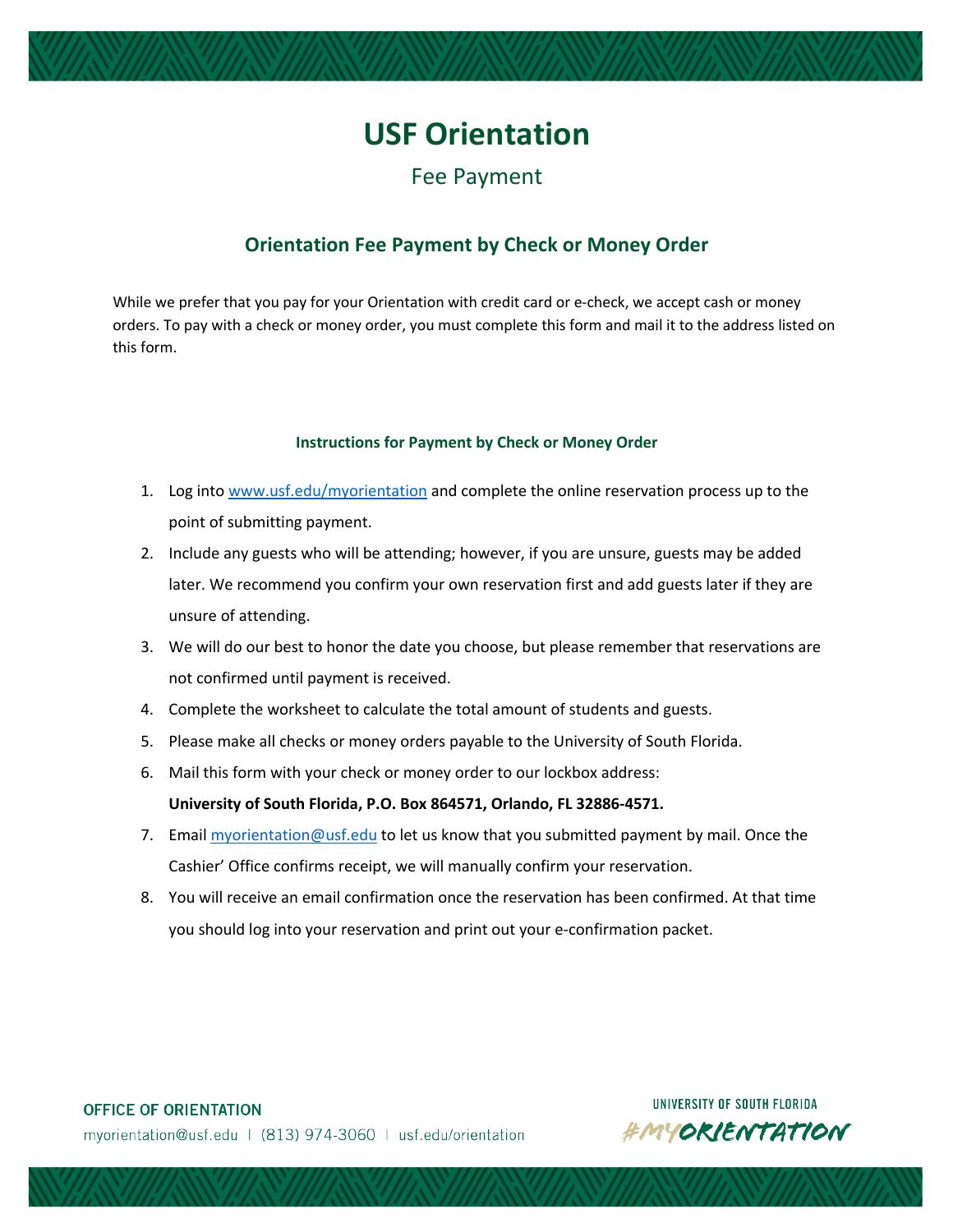# USF Orientation

## Fee Payment

### Orientation Fee Payment by Check or Money Order

While we prefer that you pay for your Orientation with credit card or e-check, we accept cash or money orders. To pay with a check or money order, you must complete this form and mail it to the address listed on this form.

#### Instructions for Payment by Check or Money Order

1. Log into www.usf.edu/myorientation and complete the online reservation process up to the point of submitting payment.
2. Include any guests who will be attending; however, if you are unsure, guests may be added later. We recommend you confirm your own reservation first and add guests later if they are unsure of attending.
3. We will do our best to honor the date you choose, but please remember that reservations are not confirmed until payment is received.
4. Complete the worksheet to calculate the total amount of students and guests.
5. Please make all checks or money orders payable to the University of South Florida.
6. Mail this form with your check or money order to our lockbox address:
   **University of South Florida, P.O. Box 864571, Orlando, FL 32886-4571.**
7. Email myorientation@usf.edu to let us know that you submitted payment by mail. Once the Cashier' Office confirms receipt, we will manually confirm your reservation.
8. You will receive an email confirmation once the reservation has been confirmed. At that time you should log into your reservation and print out your e-confirmation packet.

**OFFICE OF ORIENTATION**
myorientation@usf.edu | (813) 974-3060 | usf.edu/orientation

UNIVERSITY OF SOUTH FLORIDA
#MYORIENTATION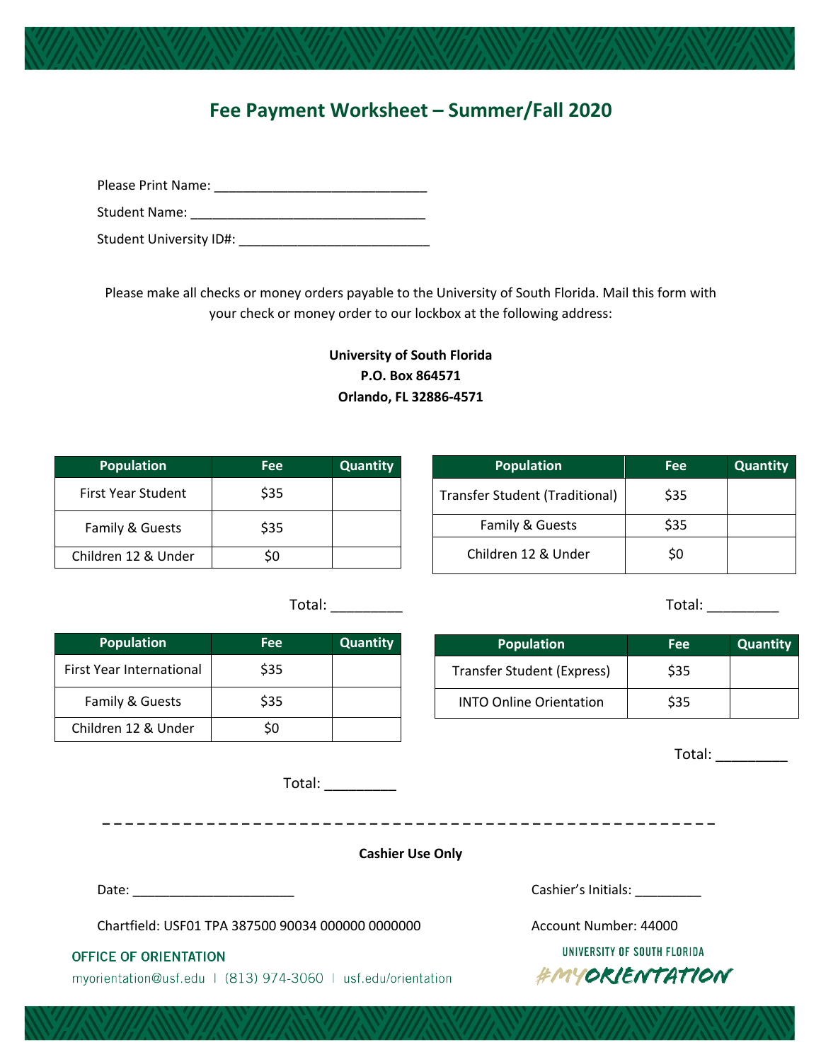# Fee Payment Worksheet – Summer/Fall 2020

Please Print Name: ______________________________

Student Name: _________________________________

Student University ID#: __________________________

Please make all checks or money orders payable to the University of South Florida. Mail this form with your check or money order to our lockbox at the following address:

**University of South Florida**
**P.O. Box 864571**
**Orlando, FL 32886-4571**

| Population | Fee | Quantity |
|---|---|---|
| First Year Student | $35 | |
| Family & Guests | $35 | |
| Children 12 & Under | $0 | |

Total: _________

| Population | Fee | Quantity |
|---|---|---|
| Transfer Student (Traditional) | $35 | |
| Family & Guests | $35 | |
| Children 12 & Under | $0 | |

Total: _________

| Population | Fee | Quantity |
|---|---|---|
| First Year International | $35 | |
| Family & Guests | $35 | |
| Children 12 & Under | $0 | |

Total: _________

| Population | Fee | Quantity |
|---|---|---|
| Transfer Student (Express) | $35 | |
| INTO Online Orientation | $35 | |

Total: _________

---

**Cashier Use Only**

Date: ______________________

Cashier's Initials: _________

Chartfield: USF01 TPA 387500 90034 000000 0000000

Account Number: 44000

OFFICE OF ORIENTATION

myorientation@usf.edu | (813) 974-3060 | usf.edu/orientation

UNIVERSITY OF SOUTH FLORIDA
#MYORIENTATION